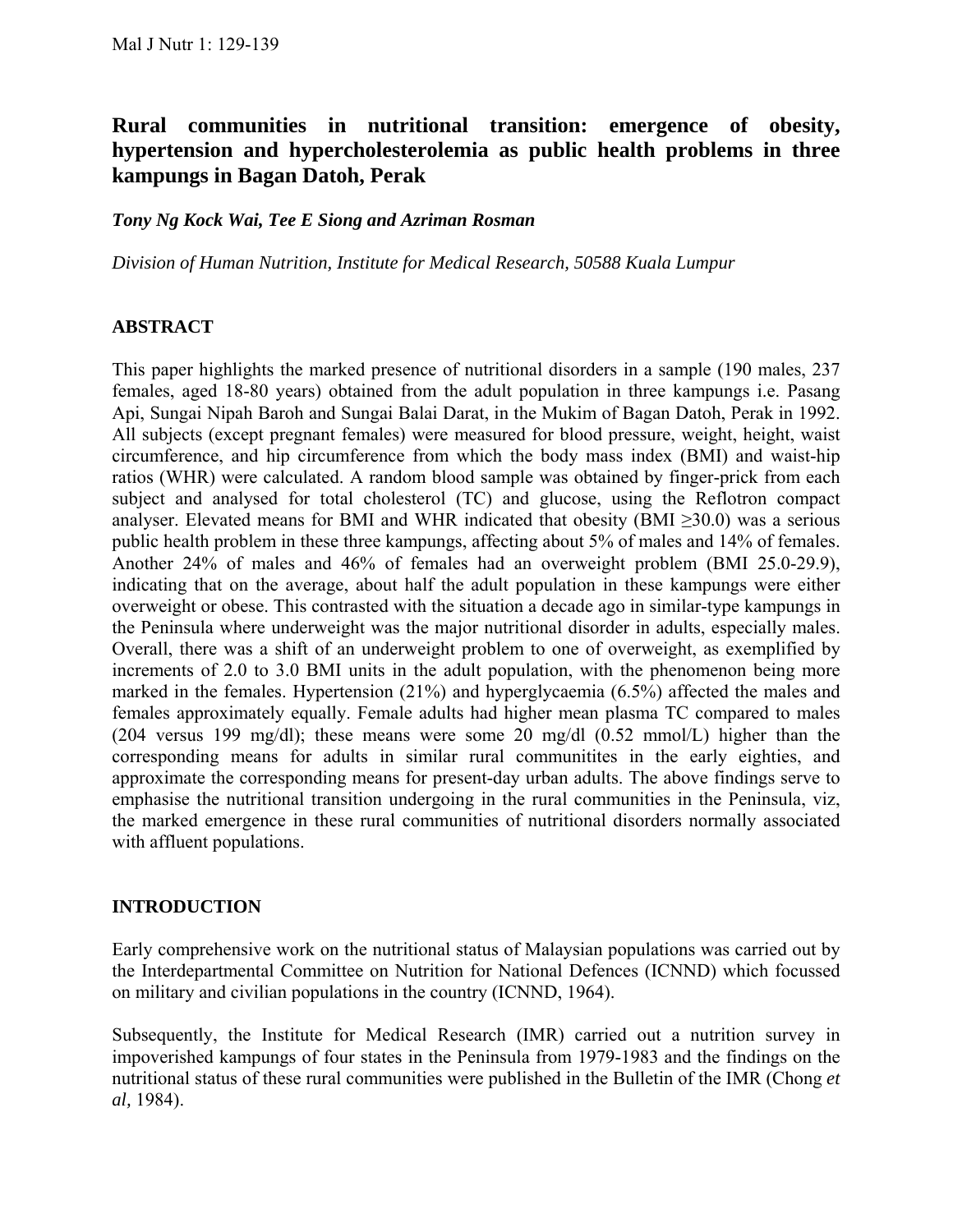# Rural communities in nutritional transition: emergence of obesity, hypertension and hypercholesterolemia as public health problems in three kampungs in Bagan Datoh, Perak

*Tony Ng Kock Wai, Tee E Siong and Azriman Rosman*

*Division of Human Nutrition, Institute for Medical Research, 50588 Kuala Lumpur*

## ABSTRACT

This paper highlights the marked presence of nutritional disorders in a sample (190 males, 237 females, aged 18-80 years) obtained from the adult population in three kampungs i.e. Pasang Api, Sungai Nipah Baroh and Sungai Balai Darat, in the Mukim of Bagan Datoh, Perak in 1992. All subjects (except pregnant females) were measured for blood pressure, weight, height, waist circumference, and hip circumference from which the body mass index (BMI) and waist-hip ratios (WHR) were calculated. A random blood sample was obtained by finger-prick from each subject and analysed for total cholesterol (TC) and glucose, using the Reflotron compact analyser. Elevated means for BMI and WHR indicated that obesity (BMI ≥30.0) was a serious public health problem in these three kampungs, affecting about 5% of males and 14% of females. Another 24% of males and 46% of females had an overweight problem (BMI 25.0-29.9), indicating that on the average, about half the adult population in these kampungs were either overweight or obese. This contrasted with the situation a decade ago in similar-type kampungs in the Peninsula where underweight was the major nutritional disorder in adults, especially males. Overall, there was a shift of an underweight problem to one of overweight, as exemplified by increments of 2.0 to 3.0 BMI units in the adult population, with the phenomenon being more marked in the females. Hypertension (21%) and hyperglycaemia (6.5%) affected the males and females approximately equally. Female adults had higher mean plasma TC compared to males (204 versus 199 mg/dl); these means were some 20 mg/dl (0.52 mmol/L) higher than the corresponding means for adults in similar rural communitites in the early eighties, and approximate the corresponding means for present-day urban adults. The above findings serve to emphasise the nutritional transition undergoing in the rural communities in the Peninsula, viz, the marked emergence in these rural communities of nutritional disorders normally associated with affluent populations.

## INTRODUCTION

Early comprehensive work on the nutritional status of Malaysian populations was carried out by the Interdepartmental Committee on Nutrition for National Defences (ICNND) which focussed on military and civilian populations in the country (ICNND, 1964).

Subsequently, the Institute for Medical Research (IMR) carried out a nutrition survey in impoverished kampungs of four states in the Peninsula from 1979-1983 and the findings on the nutritional status of these rural communities were published in the Bulletin of the IMR (Chong *et al*, 1984).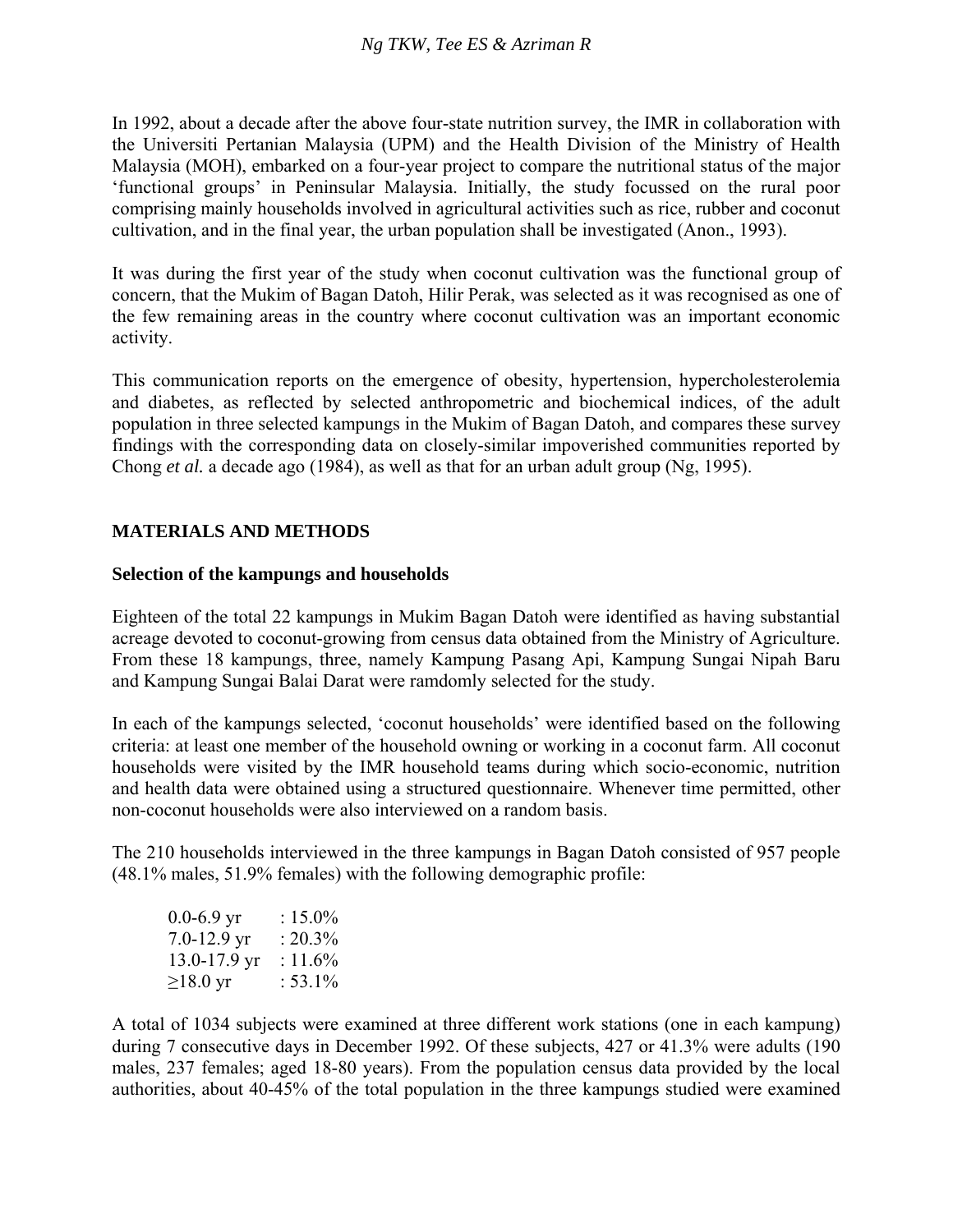In 1992, about a decade after the above four-state nutrition survey, the IMR in collaboration with the Universiti Pertanian Malaysia (UPM) and the Health Division of the Ministry of Health Malaysia (MOH), embarked on a four-year project to compare the nutritional status of the major 'functional groups' in Peninsular Malaysia. Initially, the study focussed on the rural poor comprising mainly households involved in agricultural activities such as rice, rubber and coconut cultivation, and in the final year, the urban population shall be investigated (Anon., 1993).

It was during the first year of the study when coconut cultivation was the functional group of concern, that the Mukim of Bagan Datoh, Hilir Perak, was selected as it was recognised as one of the few remaining areas in the country where coconut cultivation was an important economic activity.

This communication reports on the emergence of obesity, hypertension, hypercholesterolemia and diabetes, as reflected by selected anthropometric and biochemical indices, of the adult population in three selected kampungs in the Mukim of Bagan Datoh, and compares these survey findings with the corresponding data on closely-similar impoverished communities reported by Chong *et al.* a decade ago (1984), as well as that for an urban adult group (Ng, 1995).

## MATERIALS AND METHODS

### Selection of the kampungs and households

Eighteen of the total 22 kampungs in Mukim Bagan Datoh were identified as having substantial acreage devoted to coconut-growing from census data obtained from the Ministry of Agriculture. From these 18 kampungs, three, namely Kampung Pasang Api, Kampung Sungai Nipah Baru and Kampung Sungai Balai Darat were ramdomly selected for the study.

In each of the kampungs selected, 'coconut households' were identified based on the following criteria: at least one member of the household owning or working in a coconut farm. All coconut households were visited by the IMR household teams during which socio-economic, nutrition and health data were obtained using a structured questionnaire. Whenever time permitted, other non-coconut households were also interviewed on a random basis.

The 210 households interviewed in the three kampungs in Bagan Datoh consisted of 957 people (48.1% males, 51.9% females) with the following demographic profile:

0.0-6.9 yr : 15.0%
7.0-12.9 yr : 20.3%
13.0-17.9 yr : 11.6%
≥18.0 yr : 53.1%

A total of 1034 subjects were examined at three different work stations (one in each kampung) during 7 consecutive days in December 1992. Of these subjects, 427 or 41.3% were adults (190 males, 237 females; aged 18-80 years). From the population census data provided by the local authorities, about 40-45% of the total population in the three kampungs studied were examined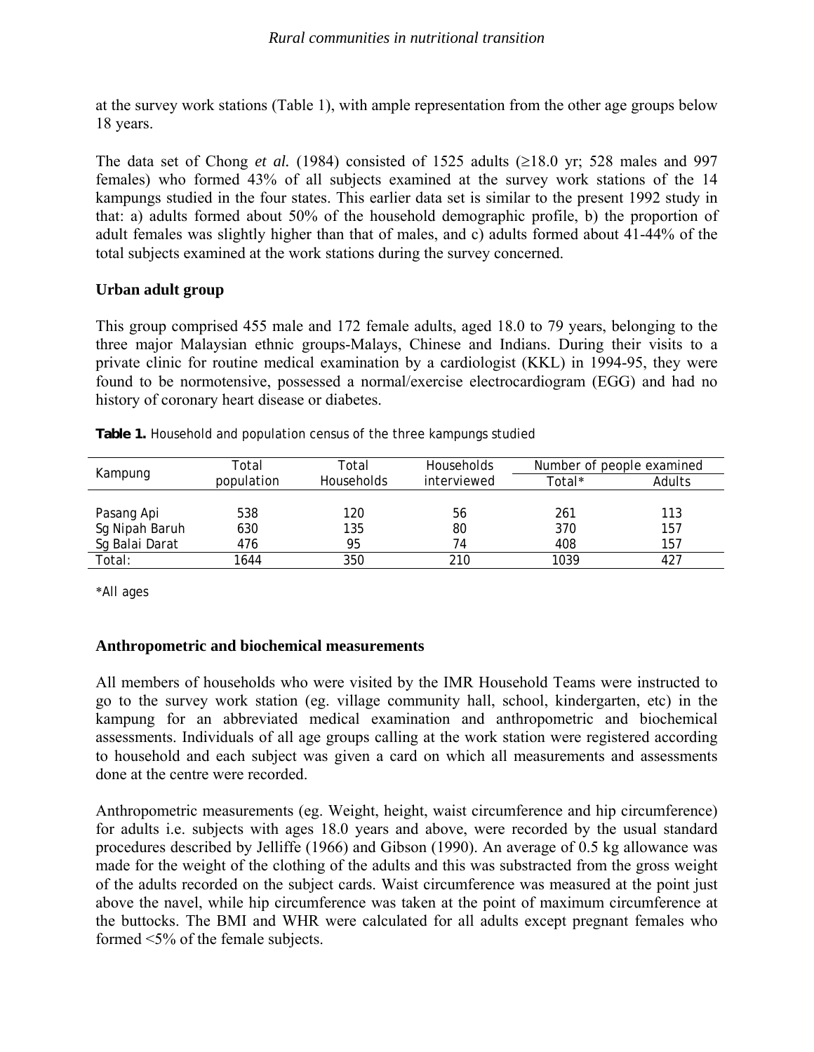at the survey work stations (Table 1), with ample representation from the other age groups below 18 years.

The data set of Chong *et al.* (1984) consisted of 1525 adults (≥18.0 yr; 528 males and 997 females) who formed 43% of all subjects examined at the survey work stations of the 14 kampungs studied in the four states. This earlier data set is similar to the present 1992 study in that: a) adults formed about 50% of the household demographic profile, b) the proportion of adult females was slightly higher than that of males, and c) adults formed about 41-44% of the total subjects examined at the work stations during the survey concerned.

### Urban adult group

This group comprised 455 male and 172 female adults, aged 18.0 to 79 years, belonging to the three major Malaysian ethnic groups-Malays, Chinese and Indians. During their visits to a private clinic for routine medical examination by a cardiologist (KKL) in 1994-95, they were found to be normotensive, possessed a normal/exercise electrocardiogram (EGG) and had no history of coronary heart disease or diabetes.

**Table 1.** Household and population census of the three kampungs studied

| Kampung | Total population | Total Households | Households interviewed | Number of people examined | |
|---|---|---|---|---|---|
| | | | | Total* | Adults |
| Pasang Api | 538 | 120 | 56 | 261 | 113 |
| Sg Nipah Baruh | 630 | 135 | 80 | 370 | 157 |
| Sg Balai Darat | 476 | 95 | 74 | 408 | 157 |
| Total: | 1644 | 350 | 210 | 1039 | 427 |

*All ages

### Anthropometric and biochemical measurements

All members of households who were visited by the IMR Household Teams were instructed to go to the survey work station (eg. village community hall, school, kindergarten, etc) in the kampung for an abbreviated medical examination and anthropometric and biochemical assessments. Individuals of all age groups calling at the work station were registered according to household and each subject was given a card on which all measurements and assessments done at the centre were recorded.

Anthropometric measurements (eg. Weight, height, waist circumference and hip circumference) for adults i.e. subjects with ages 18.0 years and above, were recorded by the usual standard procedures described by Jelliffe (1966) and Gibson (1990). An average of 0.5 kg allowance was made for the weight of the clothing of the adults and this was substracted from the gross weight of the adults recorded on the subject cards. Waist circumference was measured at the point just above the navel, while hip circumference was taken at the point of maximum circumference at the buttocks. The BMI and WHR were calculated for all adults except pregnant females who formed <5% of the female subjects.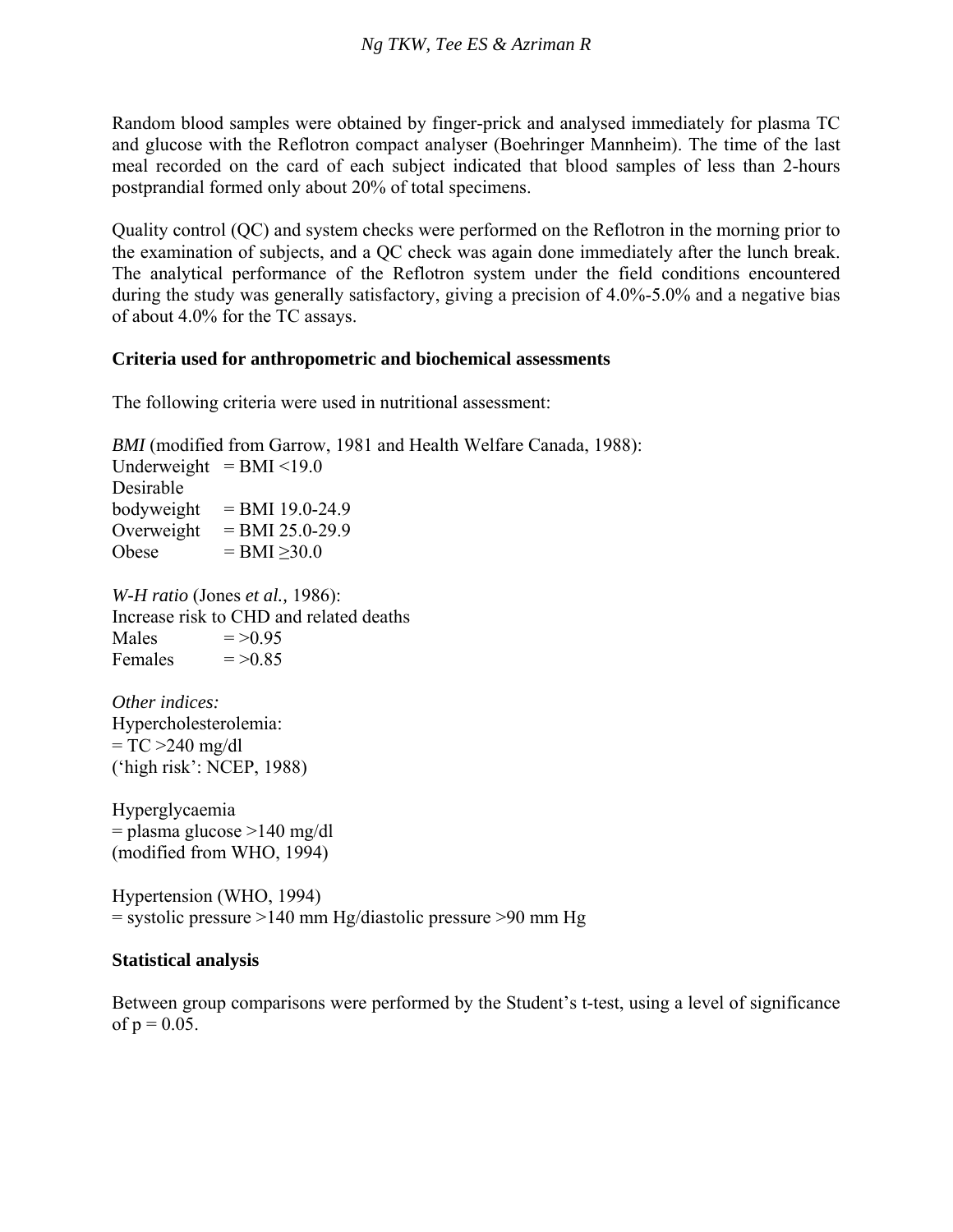Random blood samples were obtained by finger-prick and analysed immediately for plasma TC and glucose with the Reflotron compact analyser (Boehringer Mannheim). The time of the last meal recorded on the card of each subject indicated that blood samples of less than 2-hours postprandial formed only about 20% of total specimens.

Quality control (QC) and system checks were performed on the Reflotron in the morning prior to the examination of subjects, and a QC check was again done immediately after the lunch break. The analytical performance of the Reflotron system under the field conditions encountered during the study was generally satisfactory, giving a precision of 4.0%-5.0% and a negative bias of about 4.0% for the TC assays.

**Criteria used for anthropometric and biochemical assessments**

The following criteria were used in nutritional assessment:

*BMI* (modified from Garrow, 1981 and Health Welfare Canada, 1988):
Underweight = BMI <19.0
Desirable bodyweight = BMI 19.0-24.9
Overweight = BMI 25.0-29.9
Obese = BMI ≥30.0

*W-H ratio* (Jones *et al.,* 1986):
Increase risk to CHD and related deaths
Males = >0.95
Females = >0.85

*Other indices:*
Hypercholesterolemia:
= TC >240 mg/dl
('high risk': NCEP, 1988)

Hyperglycaemia
= plasma glucose >140 mg/dl
(modified from WHO, 1994)

Hypertension (WHO, 1994)
= systolic pressure >140 mm Hg/diastolic pressure >90 mm Hg

**Statistical analysis**

Between group comparisons were performed by the Student's t-test, using a level of significance of $p = 0.05$.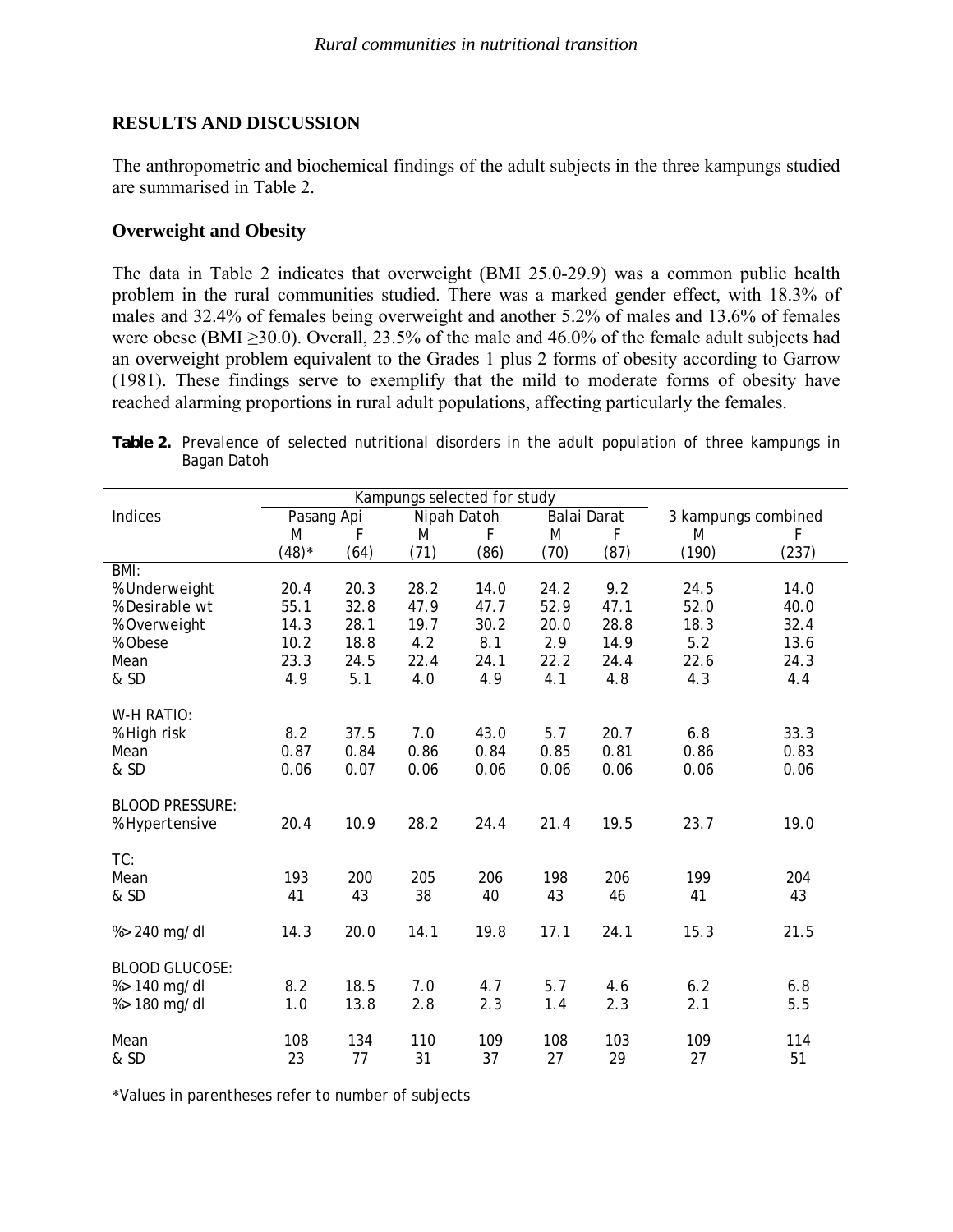## RESULTS AND DISCUSSION

The anthropometric and biochemical findings of the adult subjects in the three kampungs studied are summarised in Table 2.

### Overweight and Obesity

The data in Table 2 indicates that overweight (BMI 25.0-29.9) was a common public health problem in the rural communities studied. There was a marked gender effect, with 18.3% of males and 32.4% of females being overweight and another 5.2% of males and 13.6% of females were obese (BMI ≥30.0). Overall, 23.5% of the male and 46.0% of the female adult subjects had an overweight problem equivalent to the Grades 1 plus 2 forms of obesity according to Garrow (1981). These findings serve to exemplify that the mild to moderate forms of obesity have reached alarming proportions in rural adult populations, affecting particularly the females.

**Table 2.** Prevalence of selected nutritional disorders in the adult population of three kampungs in Bagan Datoh

| Indices | Kampungs selected for study | | | | | | | |
|---|---|---|---|---|---|---|---|---|
| | Pasang Api | | Nipah Datoh | | Balai Darat | | 3 kampungs combined | |
| | M | F | M | F | M | F | M | F |
| | (48)* | (64) | (71) | (86) | (70) | (87) | (190) | (237) |
| BMI: | | | | | | | | |
| %Underweight | 20.4 | 20.3 | 28.2 | 14.0 | 24.2 | 9.2 | 24.5 | 14.0 |
| %Desirable wt | 55.1 | 32.8 | 47.9 | 47.7 | 52.9 | 47.1 | 52.0 | 40.0 |
| %Overweight | 14.3 | 28.1 | 19.7 | 30.2 | 20.0 | 28.8 | 18.3 | 32.4 |
| %Obese | 10.2 | 18.8 | 4.2 | 8.1 | 2.9 | 14.9 | 5.2 | 13.6 |
| Mean | 23.3 | 24.5 | 22.4 | 24.1 | 22.2 | 24.4 | 22.6 | 24.3 |
| & SD | 4.9 | 5.1 | 4.0 | 4.9 | 4.1 | 4.8 | 4.3 | 4.4 |
| W-H RATIO: | | | | | | | | |
| %High risk | 8.2 | 37.5 | 7.0 | 43.0 | 5.7 | 20.7 | 6.8 | 33.3 |
| Mean | 0.87 | 0.84 | 0.86 | 0.84 | 0.85 | 0.81 | 0.86 | 0.83 |
| & SD | 0.06 | 0.07 | 0.06 | 0.06 | 0.06 | 0.06 | 0.06 | 0.06 |
| BLOOD PRESSURE: | | | | | | | | |
| %Hypertensive | 20.4 | 10.9 | 28.2 | 24.4 | 21.4 | 19.5 | 23.7 | 19.0 |
| TC: | | | | | | | | |
| Mean | 193 | 200 | 205 | 206 | 198 | 206 | 199 | 204 |
| & SD | 41 | 43 | 38 | 40 | 43 | 46 | 41 | 43 |
| %>240 mg/dl | 14.3 | 20.0 | 14.1 | 19.8 | 17.1 | 24.1 | 15.3 | 21.5 |
| BLOOD GLUCOSE: | | | | | | | | |
| %>140 mg/dl | 8.2 | 18.5 | 7.0 | 4.7 | 5.7 | 4.6 | 6.2 | 6.8 |
| %>180 mg/dl | 1.0 | 13.8 | 2.8 | 2.3 | 1.4 | 2.3 | 2.1 | 5.5 |
| Mean | 108 | 134 | 110 | 109 | 108 | 103 | 109 | 114 |
| & SD | 23 | 77 | 31 | 37 | 27 | 29 | 27 | 51 |

*Values in parentheses refer to number of subjects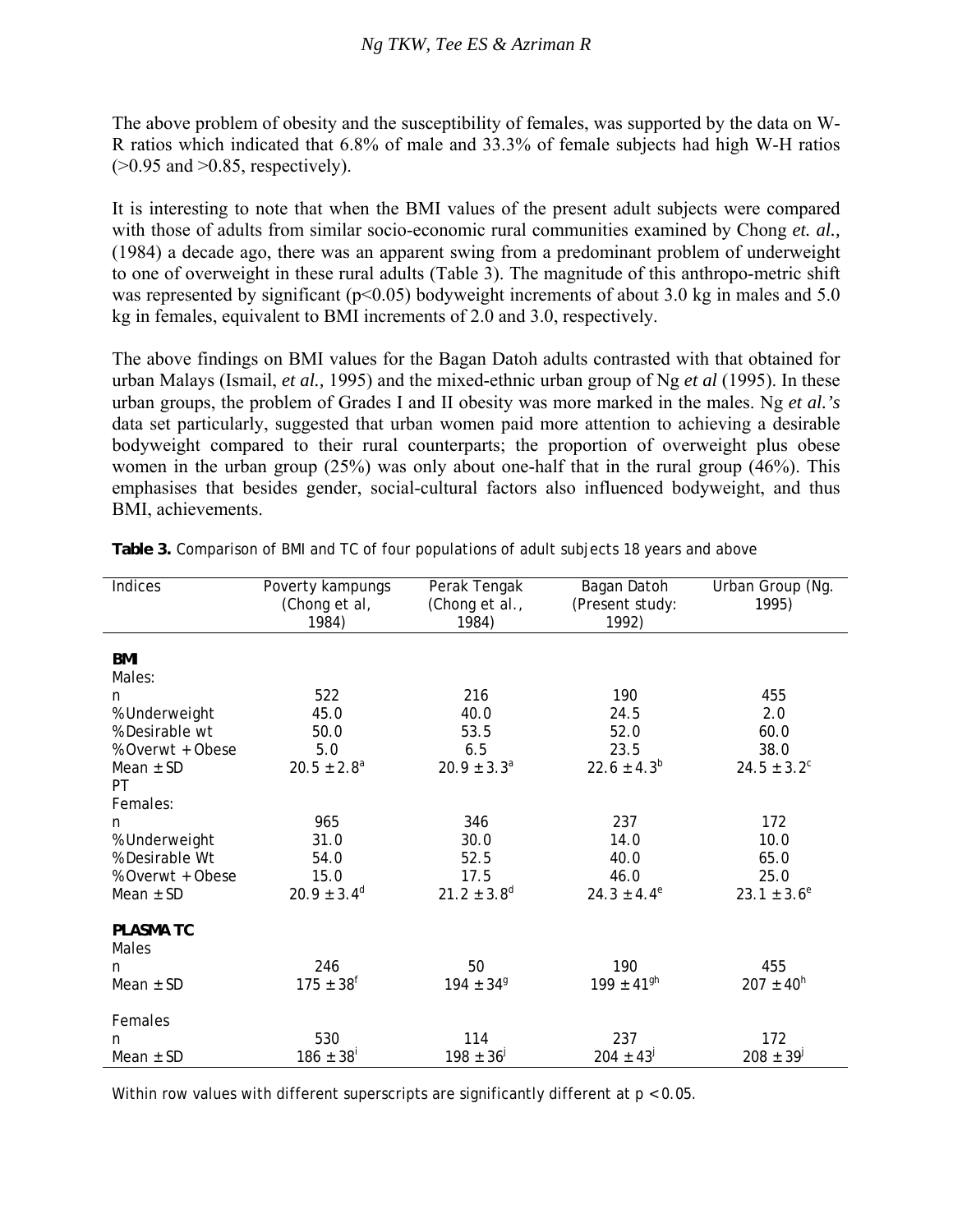The above problem of obesity and the susceptibility of females, was supported by the data on W-R ratios which indicated that 6.8% of male and 33.3% of female subjects had high W-H ratios (>0.95 and >0.85, respectively).

It is interesting to note that when the BMI values of the present adult subjects were compared with those of adults from similar socio-economic rural communities examined by Chong *et. al.,* (1984) a decade ago, there was an apparent swing from a predominant problem of underweight to one of overweight in these rural adults (Table 3). The magnitude of this anthropo-metric shift was represented by significant ($p<0.05$) bodyweight increments of about 3.0 kg in males and 5.0 kg in females, equivalent to BMI increments of 2.0 and 3.0, respectively.

The above findings on BMI values for the Bagan Datoh adults contrasted with that obtained for urban Malays (Ismail, *et al.,* 1995) and the mixed-ethnic urban group of Ng *et al* (1995). In these urban groups, the problem of Grades I and II obesity was more marked in the males. Ng *et al.'s* data set particularly, suggested that urban women paid more attention to achieving a desirable bodyweight compared to their rural counterparts; the proportion of overweight plus obese women in the urban group (25%) was only about one-half that in the rural group (46%). This emphasises that besides gender, social-cultural factors also influenced bodyweight, and thus BMI, achievements.

**Table 3.** Comparison of BMI and TC of four populations of adult subjects 18 years and above

| Indices | Poverty kampungs (Chong et al, 1984) | Perak Tengak (Chong et al., 1984) | Bagan Datoh (Present study: 1992) | Urban Group (Ng. 1995) |
|---|---|---|---|---|
| **BMI** | | | | |
| Males: | | | | |
| n | 522 | 216 | 190 | 455 |
| % Underweight | 45.0 | 40.0 | 24.5 | 2.0 |
| % Desirable wt | 50.0 | 53.5 | 52.0 | 60.0 |
| % Overwt + Obese | 5.0 | 6.5 | 23.5 | 38.0 |
| Mean ± SD | $20.5 \pm 2.8^{a}$ | $20.9 \pm 3.3^{a}$ | $22.6 \pm 4.3^{b}$ | $24.5 \pm 3.2^{c}$ |
| PT | | | | |
| Females: | | | | |
| n | 965 | 346 | 237 | 172 |
| % Underweight | 31.0 | 30.0 | 14.0 | 10.0 |
| % Desirable Wt | 54.0 | 52.5 | 40.0 | 65.0 |
| % Overwt + Obese | 15.0 | 17.5 | 46.0 | 25.0 |
| Mean ± SD | $20.9 \pm 3.4^{d}$ | $21.2 \pm 3.8^{d}$ | $24.3 \pm 4.4^{e}$ | $23.1 \pm 3.6^{e}$ |
| **PLASMA TC** | | | | |
| Males | | | | |
| n | 246 | 50 | 190 | 455 |
| Mean ± SD | $175 \pm 38^{f}$ | $194 \pm 34^{g}$ | $199 \pm 41^{gh}$ | $207 \pm 40^{h}$ |
| Females | | | | |
| n | 530 | 114 | 237 | 172 |
| Mean ± SD | $186 \pm 38^{i}$ | $198 \pm 36^{j}$ | $204 \pm 43^{j}$ | $208 \pm 39^{j}$ |

Within row values with different superscripts are significantly different at $p < 0.05$.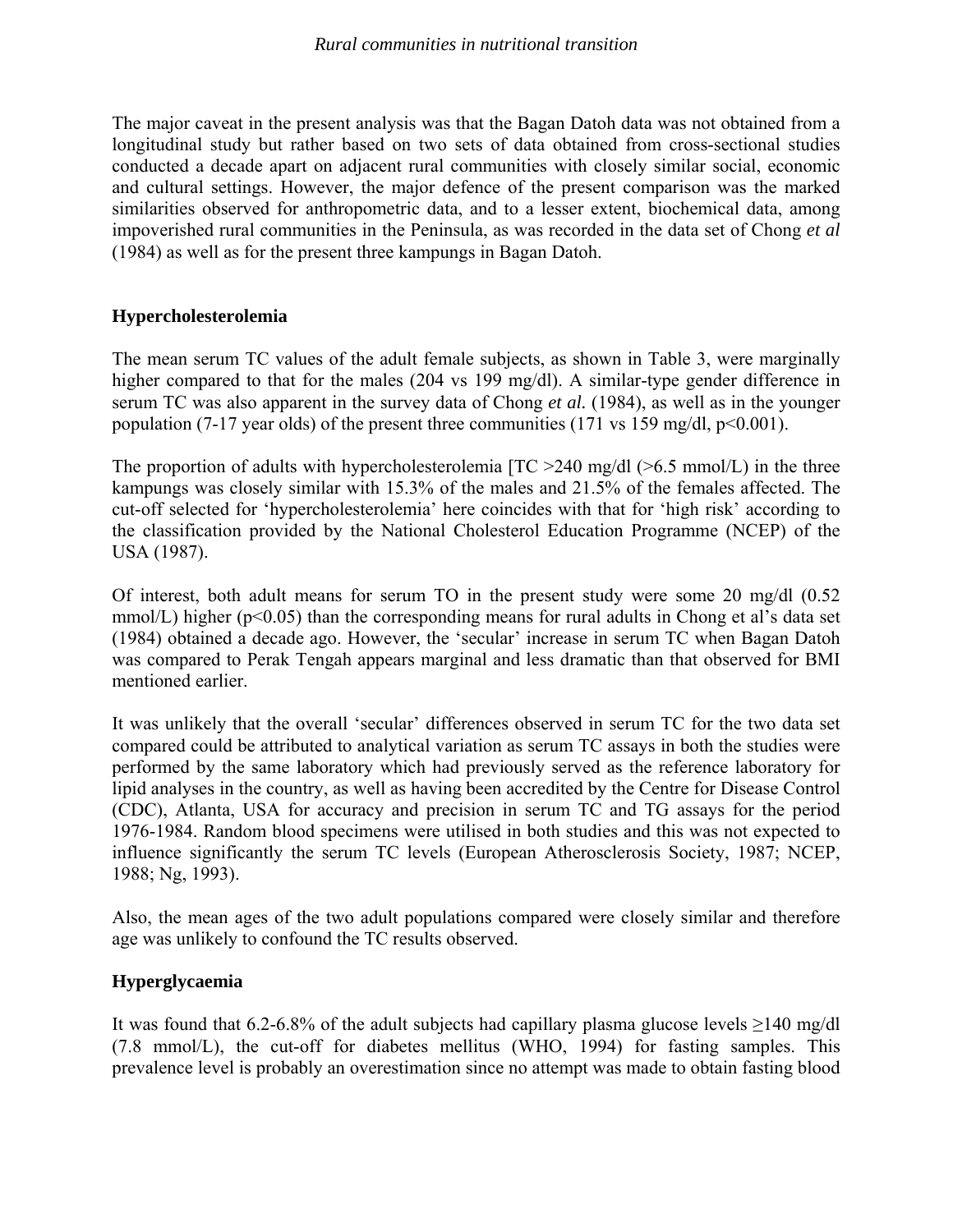The major caveat in the present analysis was that the Bagan Datoh data was not obtained from a longitudinal study but rather based on two sets of data obtained from cross-sectional studies conducted a decade apart on adjacent rural communities with closely similar social, economic and cultural settings. However, the major defence of the present comparison was the marked similarities observed for anthropometric data, and to a lesser extent, biochemical data, among impoverished rural communities in the Peninsula, as was recorded in the data set of Chong *et al* (1984) as well as for the present three kampungs in Bagan Datoh.

### Hypercholesterolemia

The mean serum TC values of the adult female subjects, as shown in Table 3, were marginally higher compared to that for the males (204 vs 199 mg/dl). A similar-type gender difference in serum TC was also apparent in the survey data of Chong *et al.* (1984), as well as in the younger population (7-17 year olds) of the present three communities (171 vs 159 mg/dl, $p<0.001$).

The proportion of adults with hypercholesterolemia [TC >240 mg/dl (>6.5 mmol/L) in the three kampungs was closely similar with 15.3% of the males and 21.5% of the females affected. The cut-off selected for 'hypercholesterolemia' here coincides with that for 'high risk' according to the classification provided by the National Cholesterol Education Programme (NCEP) of the USA (1987).

Of interest, both adult means for serum TO in the present study were some 20 mg/dl (0.52 mmol/L) higher ($p<0.05$) than the corresponding means for rural adults in Chong et al's data set (1984) obtained a decade ago. However, the 'secular' increase in serum TC when Bagan Datoh was compared to Perak Tengah appears marginal and less dramatic than that observed for BMI mentioned earlier.

It was unlikely that the overall 'secular' differences observed in serum TC for the two data set compared could be attributed to analytical variation as serum TC assays in both the studies were performed by the same laboratory which had previously served as the reference laboratory for lipid analyses in the country, as well as having been accredited by the Centre for Disease Control (CDC), Atlanta, USA for accuracy and precision in serum TC and TG assays for the period 1976-1984. Random blood specimens were utilised in both studies and this was not expected to influence significantly the serum TC levels (European Atherosclerosis Society, 1987; NCEP, 1988; Ng, 1993).

Also, the mean ages of the two adult populations compared were closely similar and therefore age was unlikely to confound the TC results observed.

### Hyperglycaemia

It was found that 6.2-6.8% of the adult subjects had capillary plasma glucose levels ≥140 mg/dl (7.8 mmol/L), the cut-off for diabetes mellitus (WHO, 1994) for fasting samples. This prevalence level is probably an overestimation since no attempt was made to obtain fasting blood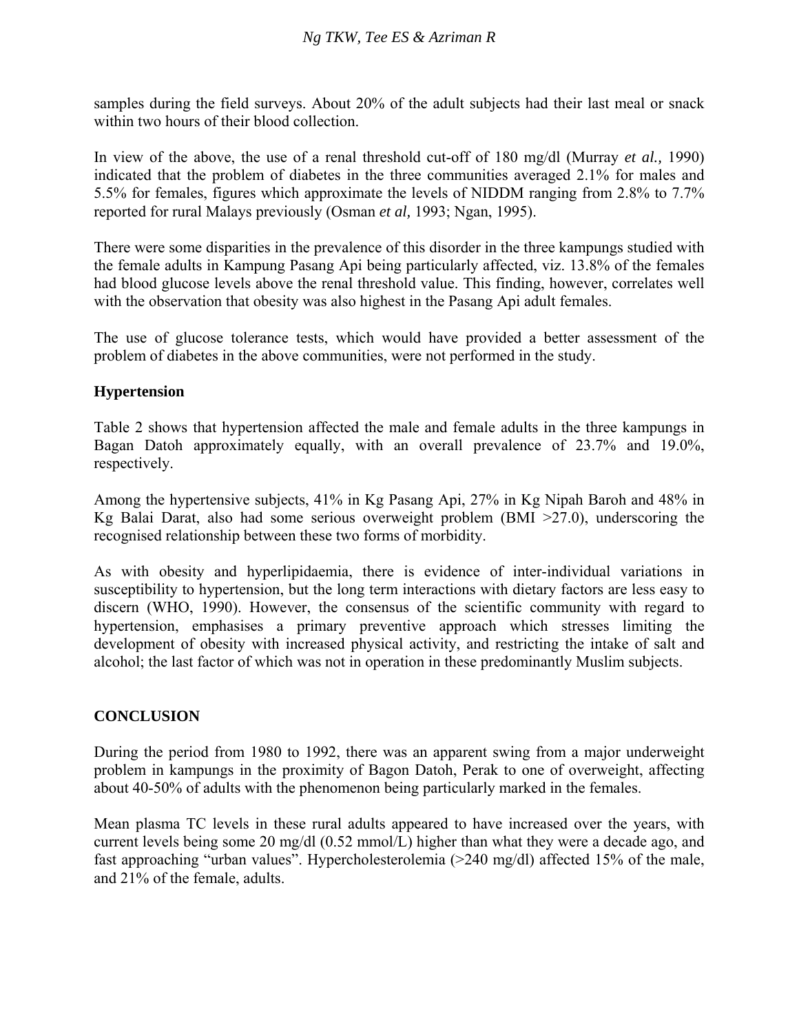samples during the field surveys. About 20% of the adult subjects had their last meal or snack within two hours of their blood collection.

In view of the above, the use of a renal threshold cut-off of 180 mg/dl (Murray *et al.,* 1990) indicated that the problem of diabetes in the three communities averaged 2.1% for males and 5.5% for females, figures which approximate the levels of NIDDM ranging from 2.8% to 7.7% reported for rural Malays previously (Osman *et al,* 1993; Ngan, 1995).

There were some disparities in the prevalence of this disorder in the three kampungs studied with the female adults in Kampung Pasang Api being particularly affected, viz. 13.8% of the females had blood glucose levels above the renal threshold value. This finding, however, correlates well with the observation that obesity was also highest in the Pasang Api adult females.

The use of glucose tolerance tests, which would have provided a better assessment of the problem of diabetes in the above communities, were not performed in the study.

### Hypertension

Table 2 shows that hypertension affected the male and female adults in the three kampungs in Bagan Datoh approximately equally, with an overall prevalence of 23.7% and 19.0%, respectively.

Among the hypertensive subjects, 41% in Kg Pasang Api, 27% in Kg Nipah Baroh and 48% in Kg Balai Darat, also had some serious overweight problem (BMI >27.0), underscoring the recognised relationship between these two forms of morbidity.

As with obesity and hyperlipidaemia, there is evidence of inter-individual variations in susceptibility to hypertension, but the long term interactions with dietary factors are less easy to discern (WHO, 1990). However, the consensus of the scientific community with regard to hypertension, emphasises a primary preventive approach which stresses limiting the development of obesity with increased physical activity, and restricting the intake of salt and alcohol; the last factor of which was not in operation in these predominantly Muslim subjects.

## CONCLUSION

During the period from 1980 to 1992, there was an apparent swing from a major underweight problem in kampungs in the proximity of Bagon Datoh, Perak to one of overweight, affecting about 40-50% of adults with the phenomenon being particularly marked in the females.

Mean plasma TC levels in these rural adults appeared to have increased over the years, with current levels being some 20 mg/dl (0.52 mmol/L) higher than what they were a decade ago, and fast approaching "urban values". Hypercholesterolemia (>240 mg/dl) affected 15% of the male, and 21% of the female, adults.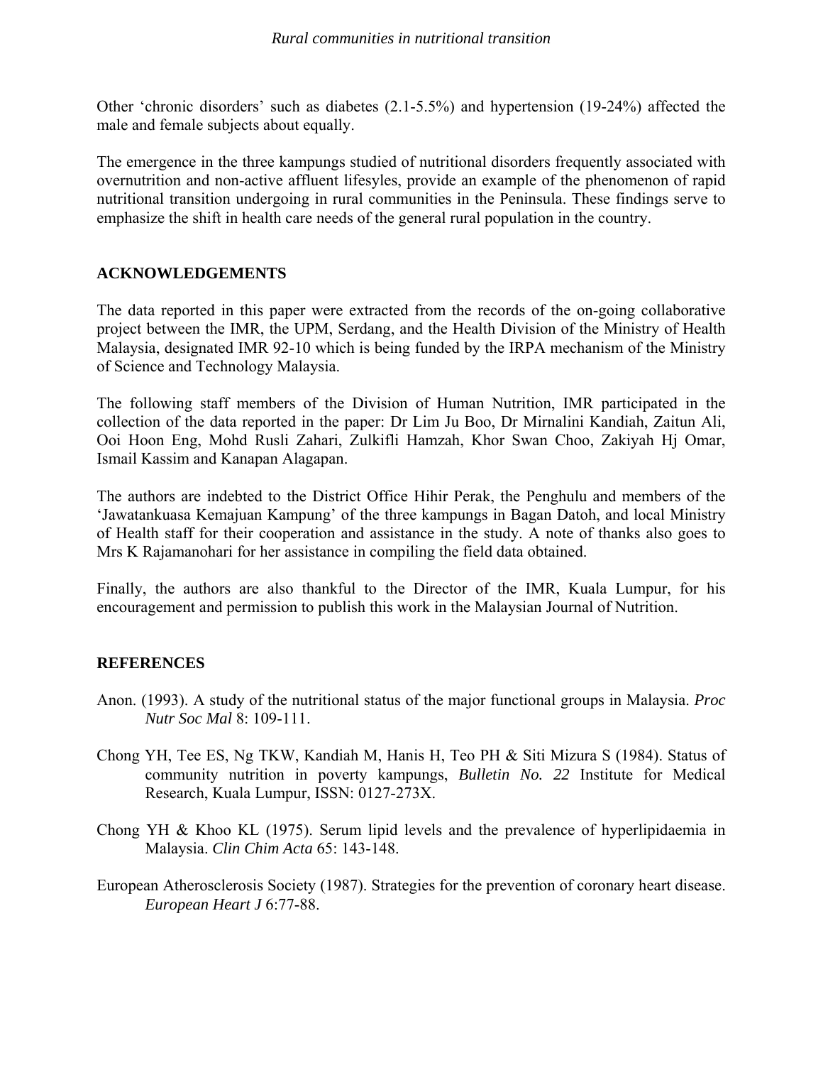Other 'chronic disorders' such as diabetes (2.1-5.5%) and hypertension (19-24%) affected the male and female subjects about equally.

The emergence in the three kampungs studied of nutritional disorders frequently associated with overnutrition and non-active affluent lifesyles, provide an example of the phenomenon of rapid nutritional transition undergoing in rural communities in the Peninsula. These findings serve to emphasize the shift in health care needs of the general rural population in the country.

## ACKNOWLEDGEMENTS

The data reported in this paper were extracted from the records of the on-going collaborative project between the IMR, the UPM, Serdang, and the Health Division of the Ministry of Health Malaysia, designated IMR 92-10 which is being funded by the IRPA mechanism of the Ministry of Science and Technology Malaysia.

The following staff members of the Division of Human Nutrition, IMR participated in the collection of the data reported in the paper: Dr Lim Ju Boo, Dr Mirnalini Kandiah, Zaitun Ali, Ooi Hoon Eng, Mohd Rusli Zahari, Zulkifli Hamzah, Khor Swan Choo, Zakiyah Hj Omar, Ismail Kassim and Kanapan Alagapan.

The authors are indebted to the District Office Hihir Perak, the Penghulu and members of the 'Jawatankuasa Kemajuan Kampung' of the three kampungs in Bagan Datoh, and local Ministry of Health staff for their cooperation and assistance in the study. A note of thanks also goes to Mrs K Rajamanohari for her assistance in compiling the field data obtained.

Finally, the authors are also thankful to the Director of the IMR, Kuala Lumpur, for his encouragement and permission to publish this work in the Malaysian Journal of Nutrition.

## REFERENCES

Anon. (1993). A study of the nutritional status of the major functional groups in Malaysia. *Proc Nutr Soc Mal* 8: 109-111.

Chong YH, Tee ES, Ng TKW, Kandiah M, Hanis H, Teo PH & Siti Mizura S (1984). Status of community nutrition in poverty kampungs, *Bulletin No. 22* Institute for Medical Research, Kuala Lumpur, ISSN: 0127-273X.

Chong YH & Khoo KL (1975). Serum lipid levels and the prevalence of hyperlipidaemia in Malaysia. *Clin Chim Acta* 65: 143-148.

European Atherosclerosis Society (1987). Strategies for the prevention of coronary heart disease. *European Heart J* 6:77-88.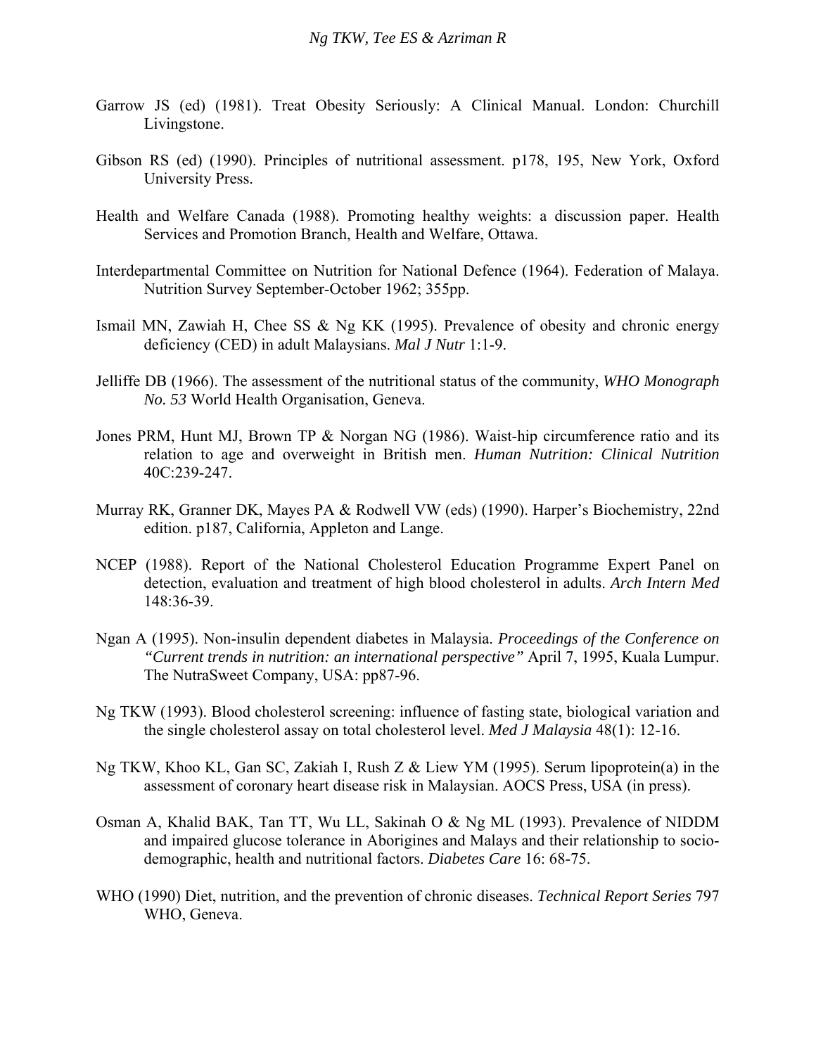Garrow JS (ed) (1981). Treat Obesity Seriously: A Clinical Manual. London: Churchill Livingstone.

Gibson RS (ed) (1990). Principles of nutritional assessment. p178, 195, New York, Oxford University Press.

Health and Welfare Canada (1988). Promoting healthy weights: a discussion paper. Health Services and Promotion Branch, Health and Welfare, Ottawa.

Interdepartmental Committee on Nutrition for National Defence (1964). Federation of Malaya. Nutrition Survey September-October 1962; 355pp.

Ismail MN, Zawiah H, Chee SS & Ng KK (1995). Prevalence of obesity and chronic energy deficiency (CED) in adult Malaysians. *Mal J Nutr* 1:1-9.

Jelliffe DB (1966). The assessment of the nutritional status of the community, *WHO Monograph No. 53* World Health Organisation, Geneva.

Jones PRM, Hunt MJ, Brown TP & Norgan NG (1986). Waist-hip circumference ratio and its relation to age and overweight in British men. *Human Nutrition: Clinical Nutrition* 40C:239-247.

Murray RK, Granner DK, Mayes PA & Rodwell VW (eds) (1990). Harper's Biochemistry, 22nd edition. p187, California, Appleton and Lange.

NCEP (1988). Report of the National Cholesterol Education Programme Expert Panel on detection, evaluation and treatment of high blood cholesterol in adults. *Arch Intern Med* 148:36-39.

Ngan A (1995). Non-insulin dependent diabetes in Malaysia. *Proceedings of the Conference on "Current trends in nutrition: an international perspective"* April 7, 1995, Kuala Lumpur. The NutraSweet Company, USA: pp87-96.

Ng TKW (1993). Blood cholesterol screening: influence of fasting state, biological variation and the single cholesterol assay on total cholesterol level. *Med J Malaysia* 48(1): 12-16.

Ng TKW, Khoo KL, Gan SC, Zakiah I, Rush Z & Liew YM (1995). Serum lipoprotein(a) in the assessment of coronary heart disease risk in Malaysian. AOCS Press, USA (in press).

Osman A, Khalid BAK, Tan TT, Wu LL, Sakinah O & Ng ML (1993). Prevalence of NIDDM and impaired glucose tolerance in Aborigines and Malays and their relationship to socio-demographic, health and nutritional factors. *Diabetes Care* 16: 68-75.

WHO (1990) Diet, nutrition, and the prevention of chronic diseases. *Technical Report Series* 797 WHO, Geneva.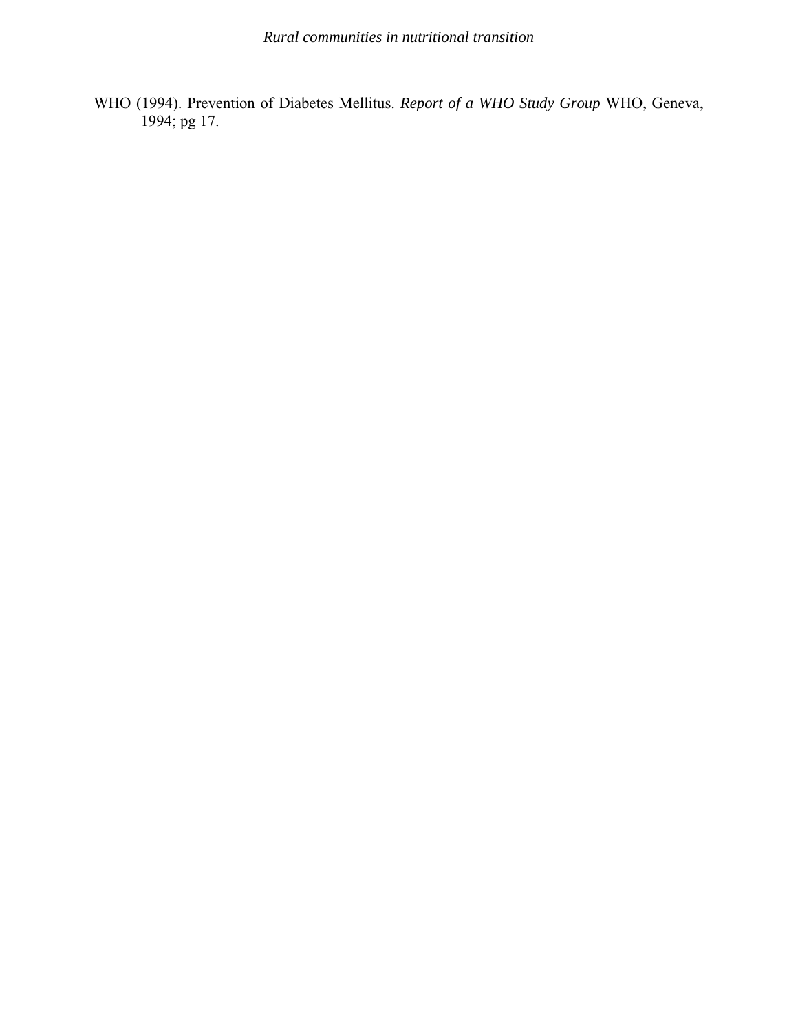WHO (1994). Prevention of Diabetes Mellitus. *Report of a WHO Study Group* WHO, Geneva, 1994; pg 17.